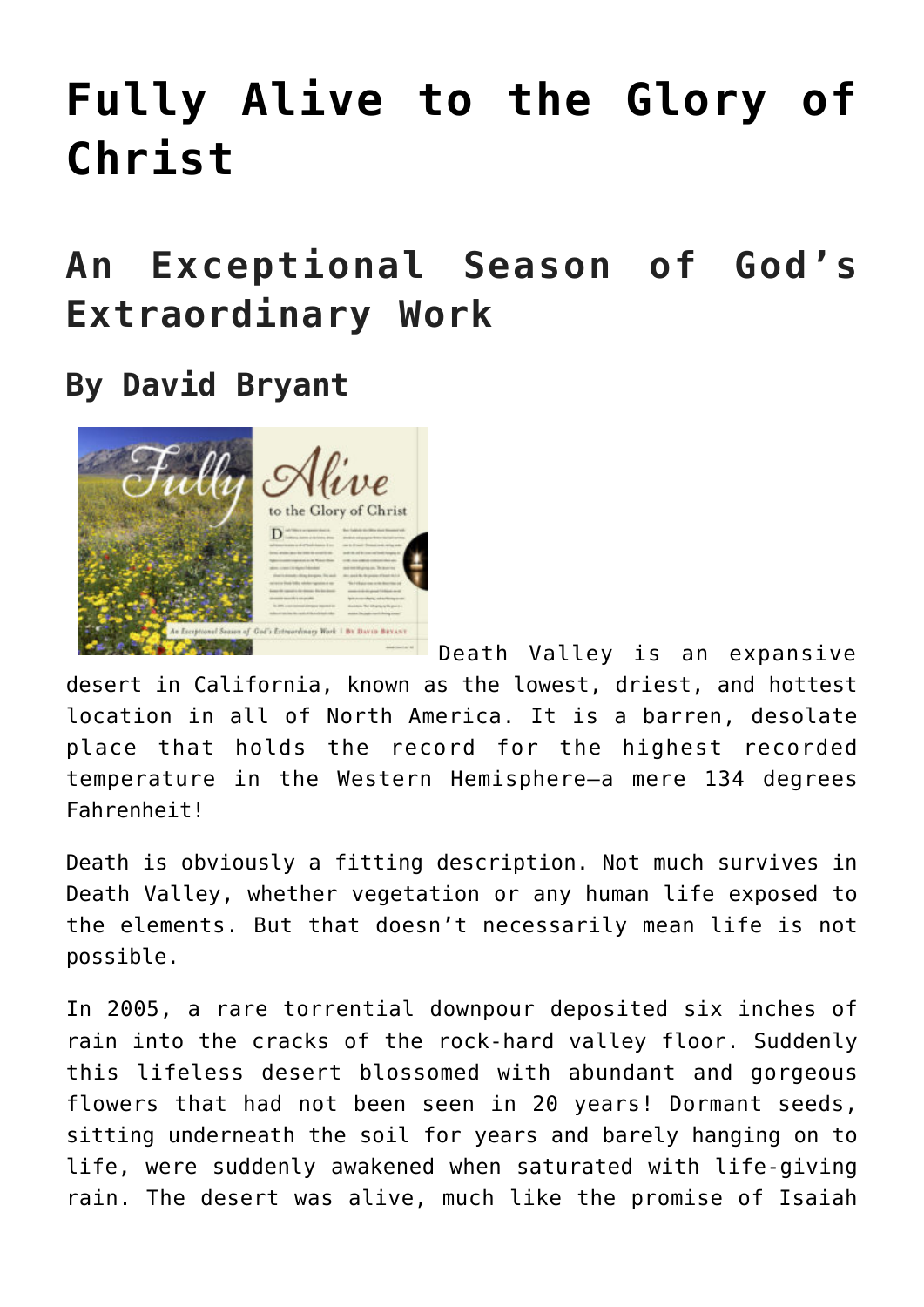# Fully Alive to the Glory of Christ

## An Exceptional Season of God's Extraordinary Work

### By David Bryant

Death Valley is an expansive desert in California, known as the lowest, driest, and hottest location in all of North America. It is a barren, desolate place that holds the record for the highest recorded temperature in the Western Hemisphere—a mere 134 degrees Fahrenheit!

Death is obviously a fitting description. Not much survives in Death Valley, whether vegetation or any human life exposed to the elements. But that doesn't necessarily mean life is not possible.

In 2005, a rare torrential downpour deposited six inches of rain into the cracks of the rock-hard valley floor. Suddenly this lifeless desert blossomed with abundant and gorgeous flowers that had not been seen in 20 years! Dormant seeds, sitting underneath the soil for years and barely hanging on to life, were suddenly awakened when saturated with life-giving rain. The desert was alive, much like the promise of Isaiah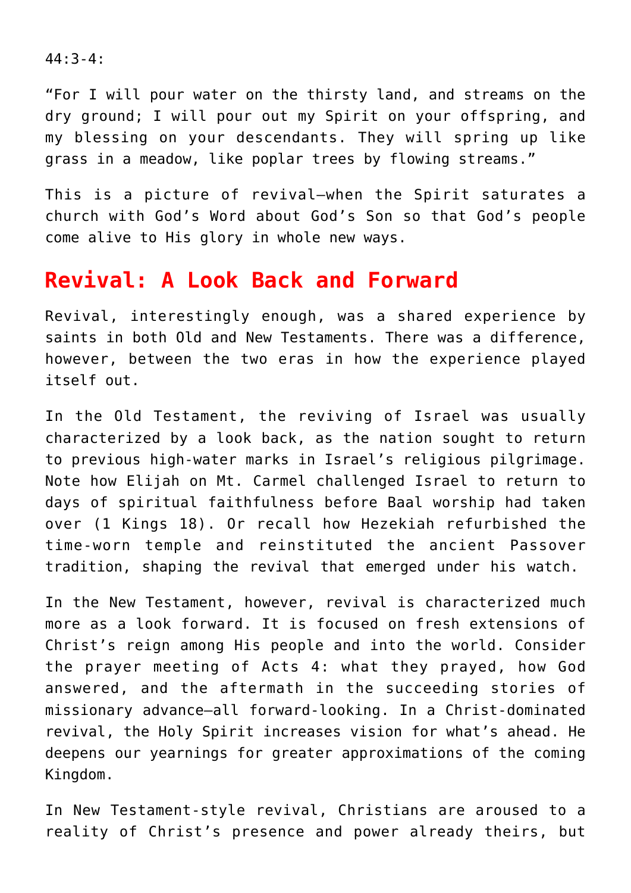44:3-4:

"For I will pour water on the thirsty land, and streams on the dry ground; I will pour out my Spirit on your offspring, and my blessing on your descendants. They will spring up like grass in a meadow, like poplar trees by flowing streams."

This is a picture of revival—when the Spirit saturates a church with God's Word about God's Son so that God's people come alive to His glory in whole new ways.

## Revival: A Look Back and Forward

Revival, interestingly enough, was a shared experience by saints in both Old and New Testaments. There was a difference, however, between the two eras in how the experience played itself out.

In the Old Testament, the reviving of Israel was usually characterized by a look back, as the nation sought to return to previous high-water marks in Israel's religious pilgrimage. Note how Elijah on Mt. Carmel challenged Israel to return to days of spiritual faithfulness before Baal worship had taken over (1 Kings 18). Or recall how Hezekiah refurbished the time-worn temple and reinstituted the ancient Passover tradition, shaping the revival that emerged under his watch.

In the New Testament, however, revival is characterized much more as a look forward. It is focused on fresh extensions of Christ's reign among His people and into the world. Consider the prayer meeting of Acts 4: what they prayed, how God answered, and the aftermath in the succeeding stories of missionary advance—all forward-looking. In a Christ-dominated revival, the Holy Spirit increases vision for what's ahead. He deepens our yearnings for greater approximations of the coming Kingdom.

In New Testament-style revival, Christians are aroused to a reality of Christ's presence and power already theirs, but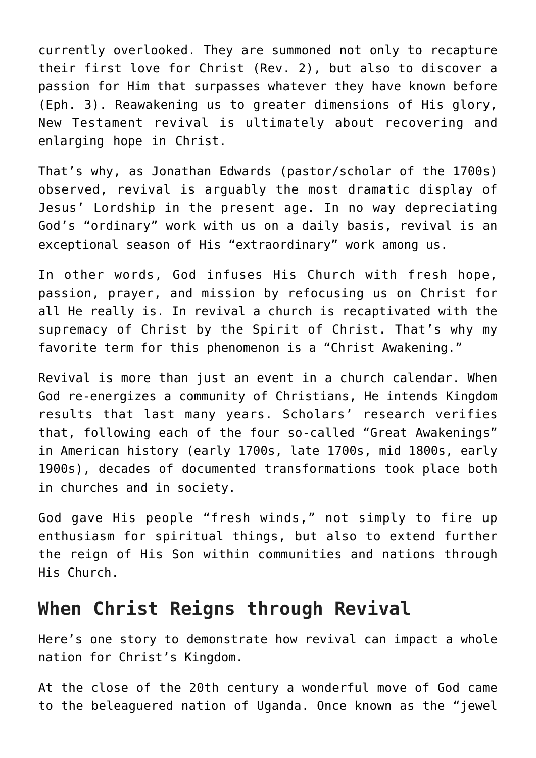currently overlooked. They are summoned not only to recapture their first love for Christ (Rev. 2), but also to discover a passion for Him that surpasses whatever they have known before (Eph. 3). Reawakening us to greater dimensions of His glory, New Testament revival is ultimately about recovering and enlarging hope in Christ.

That's why, as Jonathan Edwards (pastor/scholar of the 1700s) observed, revival is arguably the most dramatic display of Jesus' Lordship in the present age. In no way depreciating God's "ordinary" work with us on a daily basis, revival is an exceptional season of His "extraordinary" work among us.

In other words, God infuses His Church with fresh hope, passion, prayer, and mission by refocusing us on Christ for all He really is. In revival a church is recaptivated with the supremacy of Christ by the Spirit of Christ. That's why my favorite term for this phenomenon is a "Christ Awakening."

Revival is more than just an event in a church calendar. When God re-energizes a community of Christians, He intends Kingdom results that last many years. Scholars' research verifies that, following each of the four so-called "Great Awakenings" in American history (early 1700s, late 1700s, mid 1800s, early 1900s), decades of documented transformations took place both in churches and in society.

God gave His people "fresh winds," not simply to fire up enthusiasm for spiritual things, but also to extend further the reign of His Son within communities and nations through His Church.

## When Christ Reigns through Revival

Here's one story to demonstrate how revival can impact a whole nation for Christ's Kingdom.

At the close of the 20th century a wonderful move of God came to the beleaguered nation of Uganda. Once known as the "jewel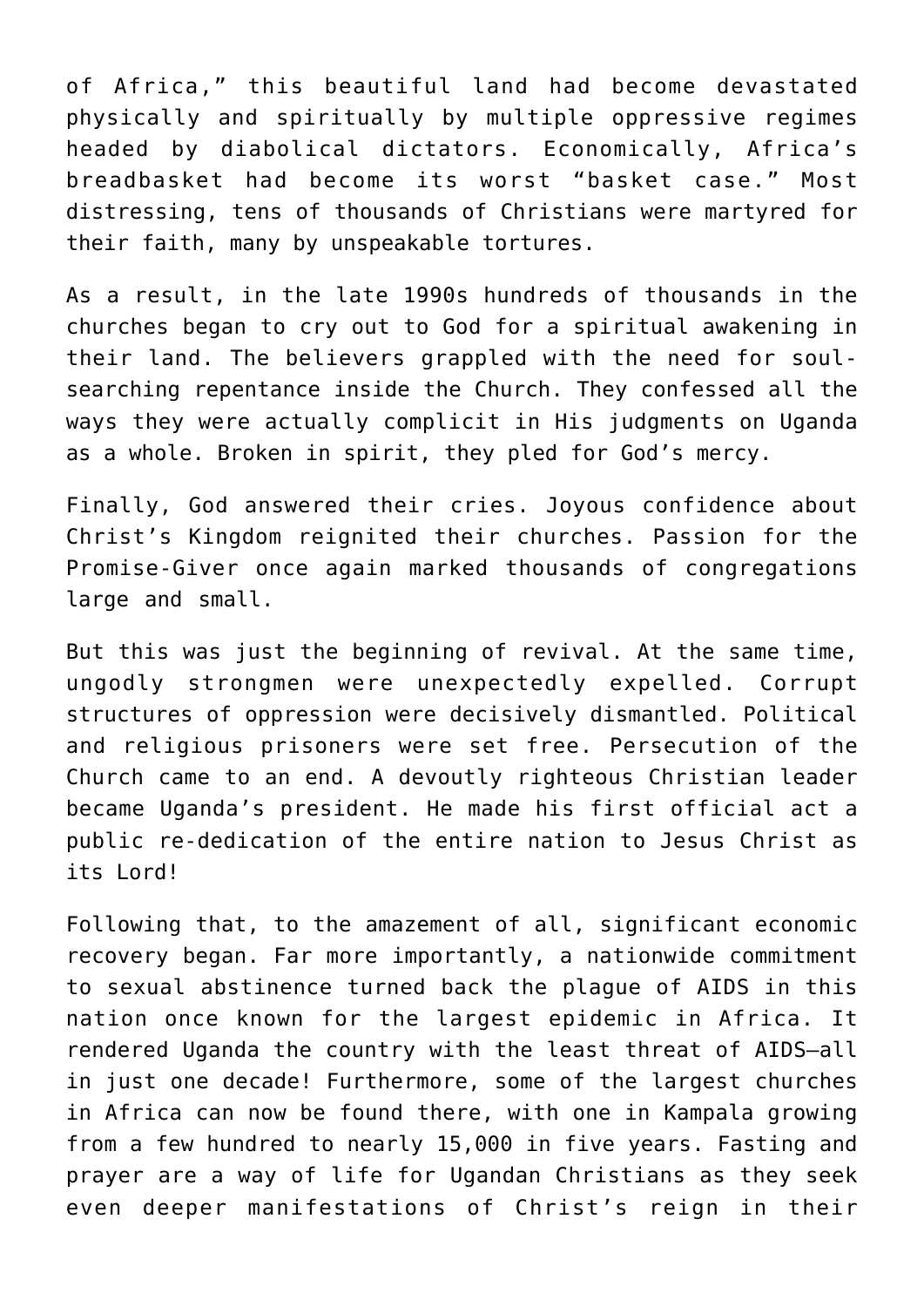of Africa," this beautiful land had become devastated physically and spiritually by multiple oppressive regimes headed by diabolical dictators. Economically, Africa's breadbasket had become its worst "basket case." Most distressing, tens of thousands of Christians were martyred for their faith, many by unspeakable tortures.

As a result, in the late 1990s hundreds of thousands in the churches began to cry out to God for a spiritual awakening in their land. The believers grappled with the need for soul-searching repentance inside the Church. They confessed all the ways they were actually complicit in His judgments on Uganda as a whole. Broken in spirit, they pled for God's mercy.

Finally, God answered their cries. Joyous confidence about Christ's Kingdom reignited their churches. Passion for the Promise-Giver once again marked thousands of congregations large and small.

But this was just the beginning of revival. At the same time, ungodly strongmen were unexpectedly expelled. Corrupt structures of oppression were decisively dismantled. Political and religious prisoners were set free. Persecution of the Church came to an end. A devoutly righteous Christian leader became Uganda's president. He made his first official act a public re-dedication of the entire nation to Jesus Christ as its Lord!

Following that, to the amazement of all, significant economic recovery began. Far more importantly, a nationwide commitment to sexual abstinence turned back the plague of AIDS in this nation once known for the largest epidemic in Africa. It rendered Uganda the country with the least threat of AIDS—all in just one decade! Furthermore, some of the largest churches in Africa can now be found there, with one in Kampala growing from a few hundred to nearly 15,000 in five years. Fasting and prayer are a way of life for Ugandan Christians as they seek even deeper manifestations of Christ's reign in their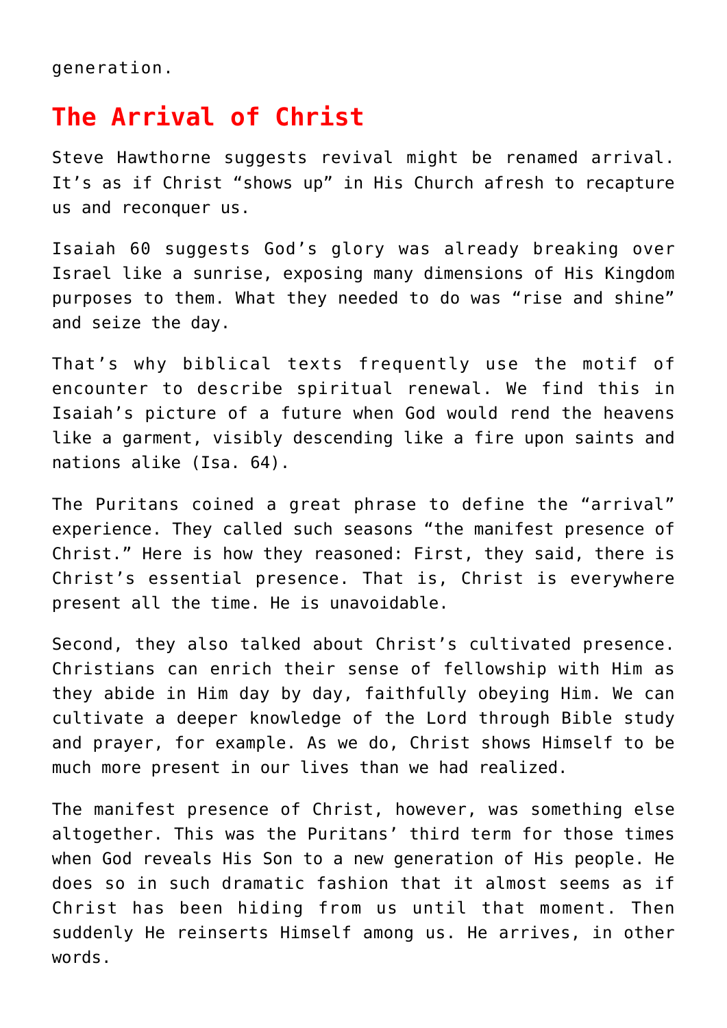generation.

## The Arrival of Christ

Steve Hawthorne suggests revival might be renamed arrival. It's as if Christ "shows up" in His Church afresh to recapture us and reconquer us.

Isaiah 60 suggests God's glory was already breaking over Israel like a sunrise, exposing many dimensions of His Kingdom purposes to them. What they needed to do was "rise and shine" and seize the day.

That's why biblical texts frequently use the motif of encounter to describe spiritual renewal. We find this in Isaiah's picture of a future when God would rend the heavens like a garment, visibly descending like a fire upon saints and nations alike (Isa. 64).

The Puritans coined a great phrase to define the "arrival" experience. They called such seasons "the manifest presence of Christ." Here is how they reasoned: First, they said, there is Christ's essential presence. That is, Christ is everywhere present all the time. He is unavoidable.

Second, they also talked about Christ's cultivated presence. Christians can enrich their sense of fellowship with Him as they abide in Him day by day, faithfully obeying Him. We can cultivate a deeper knowledge of the Lord through Bible study and prayer, for example. As we do, Christ shows Himself to be much more present in our lives than we had realized.

The manifest presence of Christ, however, was something else altogether. This was the Puritans' third term for those times when God reveals His Son to a new generation of His people. He does so in such dramatic fashion that it almost seems as if Christ has been hiding from us until that moment. Then suddenly He reinserts Himself among us. He arrives, in other words.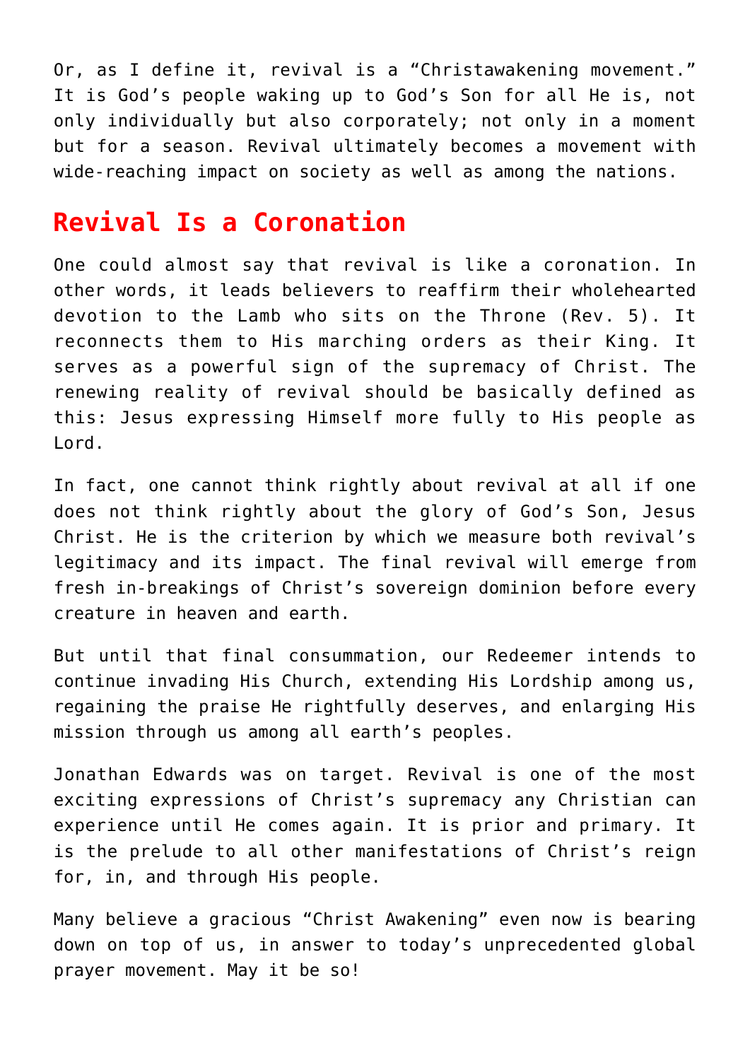Or, as I define it, revival is a "Christawakening movement." It is God's people waking up to God's Son for all He is, not only individually but also corporately; not only in a moment but for a season. Revival ultimately becomes a movement with wide-reaching impact on society as well as among the nations.

## Revival Is a Coronation

One could almost say that revival is like a coronation. In other words, it leads believers to reaffirm their wholehearted devotion to the Lamb who sits on the Throne (Rev. 5). It reconnects them to His marching orders as their King. It serves as a powerful sign of the supremacy of Christ. The renewing reality of revival should be basically defined as this: Jesus expressing Himself more fully to His people as Lord.

In fact, one cannot think rightly about revival at all if one does not think rightly about the glory of God's Son, Jesus Christ. He is the criterion by which we measure both revival's legitimacy and its impact. The final revival will emerge from fresh in-breakings of Christ's sovereign dominion before every creature in heaven and earth.

But until that final consummation, our Redeemer intends to continue invading His Church, extending His Lordship among us, regaining the praise He rightfully deserves, and enlarging His mission through us among all earth's peoples.

Jonathan Edwards was on target. Revival is one of the most exciting expressions of Christ's supremacy any Christian can experience until He comes again. It is prior and primary. It is the prelude to all other manifestations of Christ's reign for, in, and through His people.

Many believe a gracious "Christ Awakening" even now is bearing down on top of us, in answer to today's unprecedented global prayer movement. May it be so!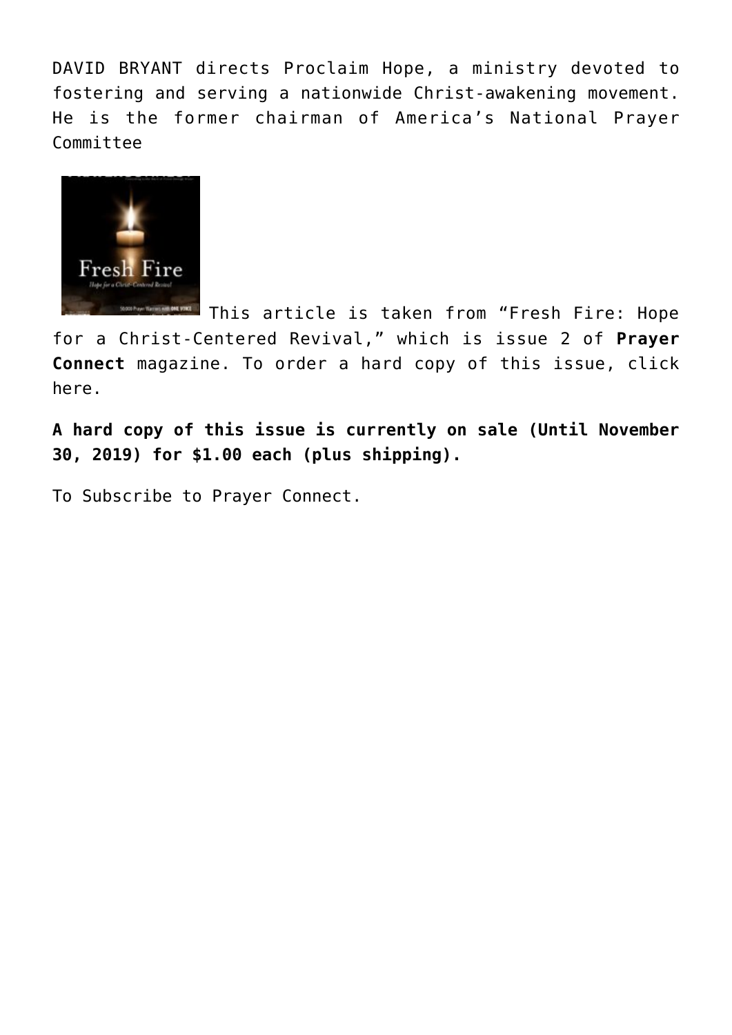DAVID BRYANT directs Proclaim Hope, a ministry devoted to fostering and serving a nationwide Christ-awakening movement. He is the former chairman of America's National Prayer Committee

This article is taken from "Fresh Fire: Hope for a Christ-Centered Revival," which is issue 2 of **Prayer Connect** magazine. To order a hard copy of this issue, click here.

**A hard copy of this issue is currently on sale (Until November 30, 2019) for $1.00 each (plus shipping).**

To Subscribe to Prayer Connect.